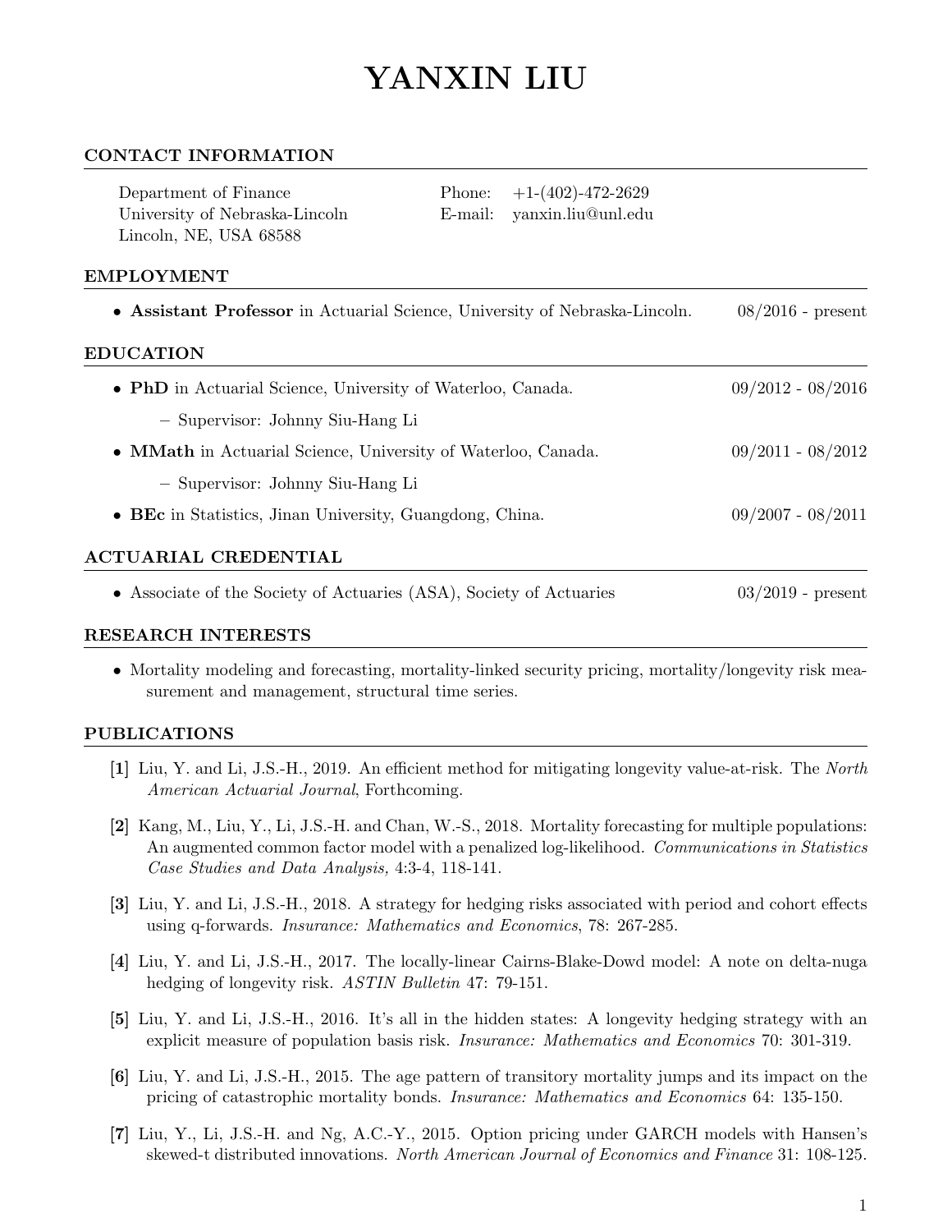# YANXIN LIU

## CONTACT INFORMATION

Department of Finance
University of Nebraska-Lincoln
Lincoln, NE, USA 68588

Phone: +1-(402)-472-2629
E-mail: yanxin.liu@unl.edu

## EMPLOYMENT

- **Assistant Professor** in Actuarial Science, University of Nebraska-Lincoln. 08/2016 - present

## EDUCATION

- **PhD** in Actuarial Science, University of Waterloo, Canada. 09/2012 - 08/2016
  - Supervisor: Johnny Siu-Hang Li
- **MMath** in Actuarial Science, University of Waterloo, Canada. 09/2011 - 08/2012
  - Supervisor: Johnny Siu-Hang Li
- **BEc** in Statistics, Jinan University, Guangdong, China. 09/2007 - 08/2011

## ACTUARIAL CREDENTIAL

- Associate of the Society of Actuaries (ASA), Society of Actuaries 03/2019 - present

## RESEARCH INTERESTS

- Mortality modeling and forecasting, mortality-linked security pricing, mortality/longevity risk measurement and management, structural time series.

## PUBLICATIONS

**[1]** Liu, Y. and Li, J.S.-H., 2019. An efficient method for mitigating longevity value-at-risk. The *North American Actuarial Journal*, Forthcoming.

**[2]** Kang, M., Liu, Y., Li, J.S.-H. and Chan, W.-S., 2018. Mortality forecasting for multiple populations: An augmented common factor model with a penalized log-likelihood. *Communications in Statistics Case Studies and Data Analysis,* 4:3-4, 118-141.

**[3]** Liu, Y. and Li, J.S.-H., 2018. A strategy for hedging risks associated with period and cohort effects using q-forwards. *Insurance: Mathematics and Economics*, 78: 267-285.

**[4]** Liu, Y. and Li, J.S.-H., 2017. The locally-linear Cairns-Blake-Dowd model: A note on delta-nuga hedging of longevity risk. *ASTIN Bulletin* 47: 79-151.

**[5]** Liu, Y. and Li, J.S.-H., 2016. It's all in the hidden states: A longevity hedging strategy with an explicit measure of population basis risk. *Insurance: Mathematics and Economics* 70: 301-319.

**[6]** Liu, Y. and Li, J.S.-H., 2015. The age pattern of transitory mortality jumps and its impact on the pricing of catastrophic mortality bonds. *Insurance: Mathematics and Economics* 64: 135-150.

**[7]** Liu, Y., Li, J.S.-H. and Ng, A.C.-Y., 2015. Option pricing under GARCH models with Hansen's skewed-t distributed innovations. *North American Journal of Economics and Finance* 31: 108-125.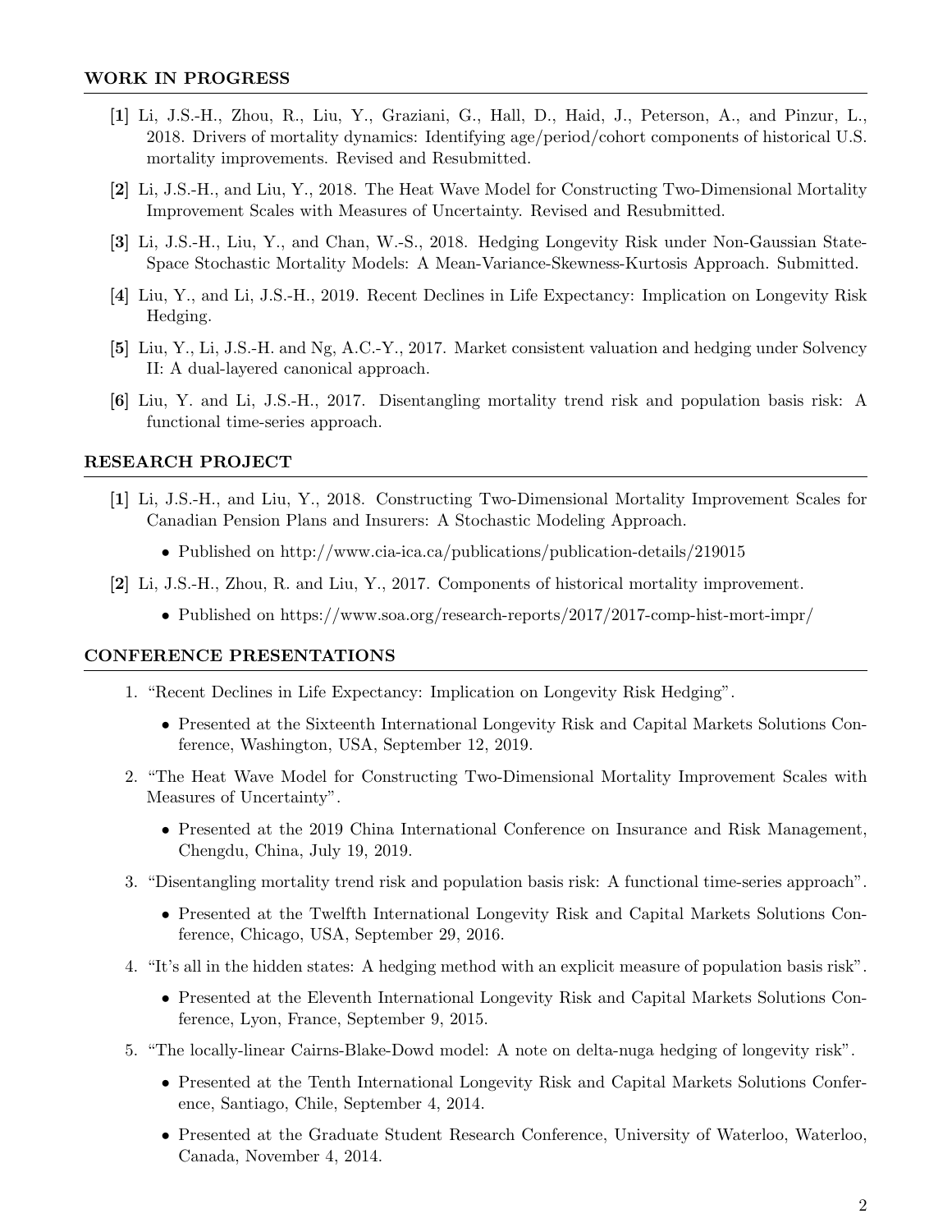## WORK IN PROGRESS

**[1]** Li, J.S.-H., Zhou, R., Liu, Y., Graziani, G., Hall, D., Haid, J., Peterson, A., and Pinzur, L., 2018. Drivers of mortality dynamics: Identifying age/period/cohort components of historical U.S. mortality improvements. Revised and Resubmitted.

**[2]** Li, J.S.-H., and Liu, Y., 2018. The Heat Wave Model for Constructing Two-Dimensional Mortality Improvement Scales with Measures of Uncertainty. Revised and Resubmitted.

**[3]** Li, J.S.-H., Liu, Y., and Chan, W.-S., 2018. Hedging Longevity Risk under Non-Gaussian State-Space Stochastic Mortality Models: A Mean-Variance-Skewness-Kurtosis Approach. Submitted.

**[4]** Liu, Y., and Li, J.S.-H., 2019. Recent Declines in Life Expectancy: Implication on Longevity Risk Hedging.

**[5]** Liu, Y., Li, J.S.-H. and Ng, A.C.-Y., 2017. Market consistent valuation and hedging under Solvency II: A dual-layered canonical approach.

**[6]** Liu, Y. and Li, J.S.-H., 2017. Disentangling mortality trend risk and population basis risk: A functional time-series approach.

## RESEARCH PROJECT

**[1]** Li, J.S.-H., and Liu, Y., 2018. Constructing Two-Dimensional Mortality Improvement Scales for Canadian Pension Plans and Insurers: A Stochastic Modeling Approach.

- Published on http://www.cia-ica.ca/publications/publication-details/219015

**[2]** Li, J.S.-H., Zhou, R. and Liu, Y., 2017. Components of historical mortality improvement.

- Published on https://www.soa.org/research-reports/2017/2017-comp-hist-mort-impr/

## CONFERENCE PRESENTATIONS

1. "Recent Declines in Life Expectancy: Implication on Longevity Risk Hedging".
   - Presented at the Sixteenth International Longevity Risk and Capital Markets Solutions Conference, Washington, USA, September 12, 2019.
2. "The Heat Wave Model for Constructing Two-Dimensional Mortality Improvement Scales with Measures of Uncertainty".
   - Presented at the 2019 China International Conference on Insurance and Risk Management, Chengdu, China, July 19, 2019.
3. "Disentangling mortality trend risk and population basis risk: A functional time-series approach".
   - Presented at the Twelfth International Longevity Risk and Capital Markets Solutions Conference, Chicago, USA, September 29, 2016.
4. "It's all in the hidden states: A hedging method with an explicit measure of population basis risk".
   - Presented at the Eleventh International Longevity Risk and Capital Markets Solutions Conference, Lyon, France, September 9, 2015.
5. "The locally-linear Cairns-Blake-Dowd model: A note on delta-nuga hedging of longevity risk".
   - Presented at the Tenth International Longevity Risk and Capital Markets Solutions Conference, Santiago, Chile, September 4, 2014.
   - Presented at the Graduate Student Research Conference, University of Waterloo, Waterloo, Canada, November 4, 2014.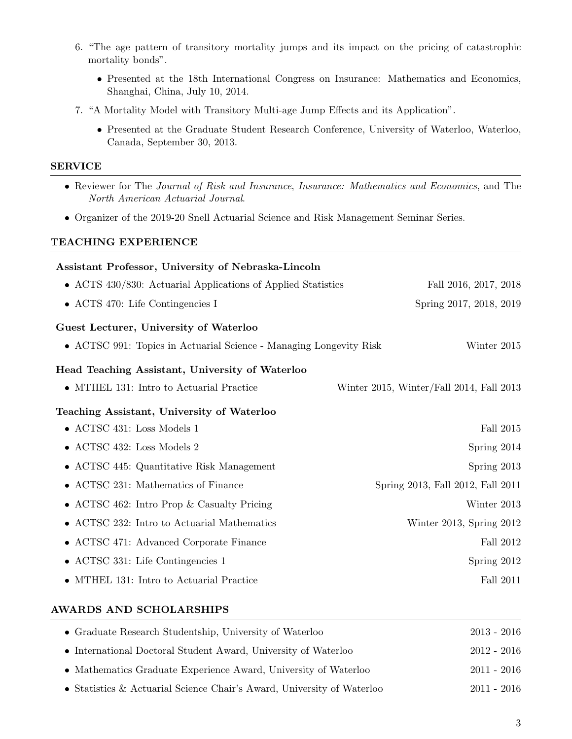6. "The age pattern of transitory mortality jumps and its impact on the pricing of catastrophic mortality bonds".
   - Presented at the 18th International Congress on Insurance: Mathematics and Economics, Shanghai, China, July 10, 2014.
7. "A Mortality Model with Transitory Multi-age Jump Effects and its Application".
   - Presented at the Graduate Student Research Conference, University of Waterloo, Waterloo, Canada, September 30, 2013.

## SERVICE

- Reviewer for The *Journal of Risk and Insurance*, *Insurance: Mathematics and Economics*, and The *North American Actuarial Journal*.
- Organizer of the 2019-20 Snell Actuarial Science and Risk Management Seminar Series.

## TEACHING EXPERIENCE

**Assistant Professor, University of Nebraska-Lincoln**

- ACTS 430/830: Actuarial Applications of Applied Statistics — Fall 2016, 2017, 2018
- ACTS 470: Life Contingencies I — Spring 2017, 2018, 2019

**Guest Lecturer, University of Waterloo**

- ACTSC 991: Topics in Actuarial Science - Managing Longevity Risk — Winter 2015

**Head Teaching Assistant, University of Waterloo**

- MTHEL 131: Intro to Actuarial Practice — Winter 2015, Winter/Fall 2014, Fall 2013

**Teaching Assistant, University of Waterloo**

- ACTSC 431: Loss Models 1 — Fall 2015
- ACTSC 432: Loss Models 2 — Spring 2014
- ACTSC 445: Quantitative Risk Management — Spring 2013
- ACTSC 231: Mathematics of Finance — Spring 2013, Fall 2012, Fall 2011
- ACTSC 462: Intro Prop & Casualty Pricing — Winter 2013
- ACTSC 232: Intro to Actuarial Mathematics — Winter 2013, Spring 2012
- ACTSC 471: Advanced Corporate Finance — Fall 2012
- ACTSC 331: Life Contingencies 1 — Spring 2012
- MTHEL 131: Intro to Actuarial Practice — Fall 2011

## AWARDS AND SCHOLARSHIPS

- Graduate Research Studentship, University of Waterloo — 2013 - 2016
- International Doctoral Student Award, University of Waterloo — 2012 - 2016
- Mathematics Graduate Experience Award, University of Waterloo — 2011 - 2016
- Statistics & Actuarial Science Chair's Award, University of Waterloo — 2011 - 2016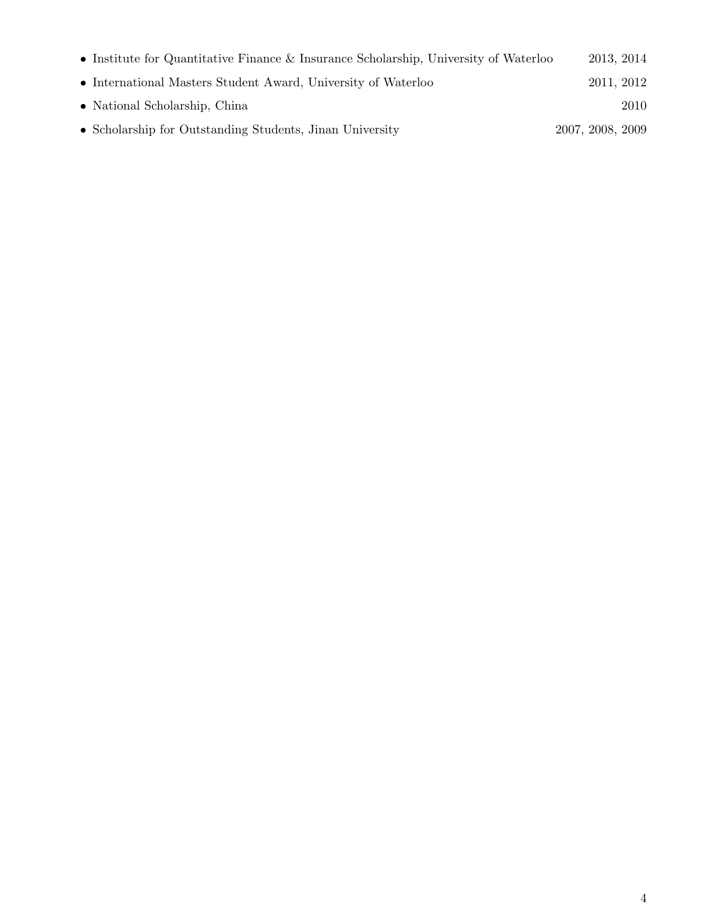- Institute for Quantitative Finance & Insurance Scholarship, University of Waterloo 2013, 2014
- International Masters Student Award, University of Waterloo 2011, 2012
- National Scholarship, China 2010
- Scholarship for Outstanding Students, Jinan University 2007, 2008, 2009